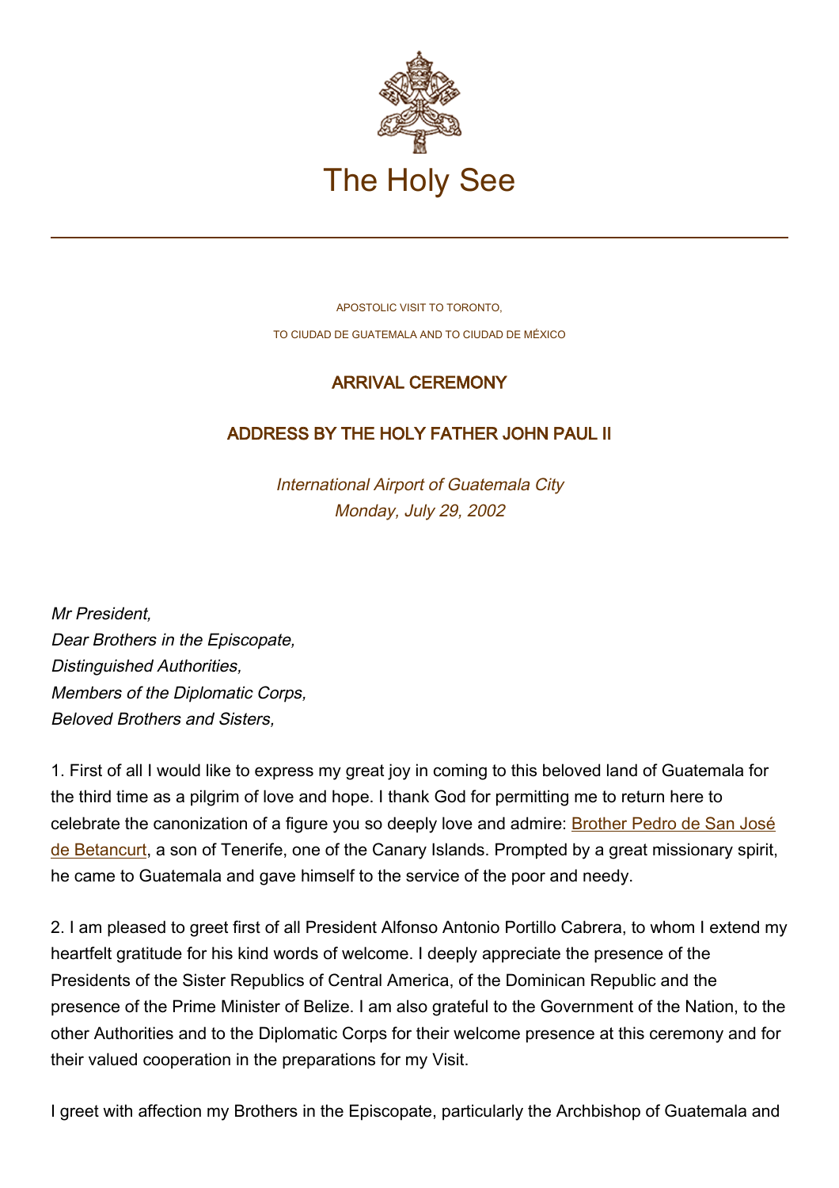# The Holy See

APOSTOLIC VISIT TO TORONTO,

TO CIUDAD DE GUATEMALA AND TO CIUDAD DE MÉXICO

## ARRIVAL CEREMONY

## ADDRESS BY THE HOLY FATHER JOHN PAUL II

*International Airport of Guatemala City*
*Monday, July 29, 2002*

*Mr President,*
*Dear Brothers in the Episcopate,*
*Distinguished Authorities,*
*Members of the Diplomatic Corps,*
*Beloved Brothers and Sisters,*

1. First of all I would like to express my great joy in coming to this beloved land of Guatemala for the third time as a pilgrim of love and hope. I thank God for permitting me to return here to celebrate the canonization of a figure you so deeply love and admire: Brother Pedro de San José de Betancurt, a son of Tenerife, one of the Canary Islands. Prompted by a great missionary spirit, he came to Guatemala and gave himself to the service of the poor and needy.

2. I am pleased to greet first of all President Alfonso Antonio Portillo Cabrera, to whom I extend my heartfelt gratitude for his kind words of welcome. I deeply appreciate the presence of the Presidents of the Sister Republics of Central America, of the Dominican Republic and the presence of the Prime Minister of Belize. I am also grateful to the Government of the Nation, to the other Authorities and to the Diplomatic Corps for their welcome presence at this ceremony and for their valued cooperation in the preparations for my Visit.

I greet with affection my Brothers in the Episcopate, particularly the Archbishop of Guatemala and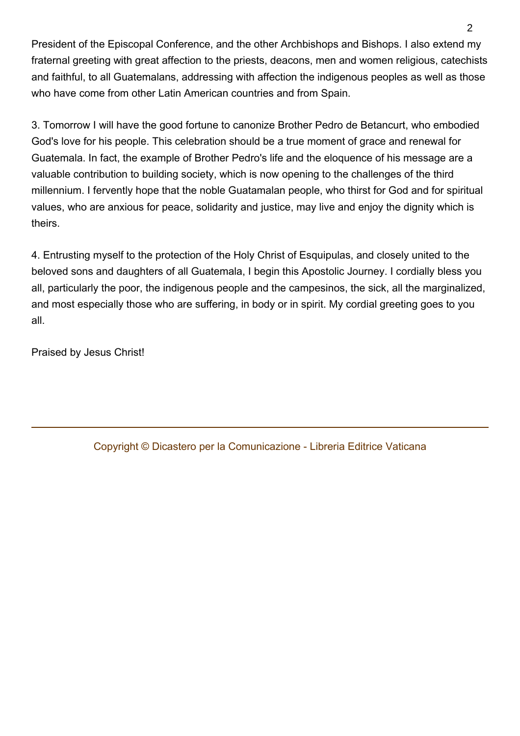President of the Episcopal Conference, and the other Archbishops and Bishops. I also extend my fraternal greeting with great affection to the priests, deacons, men and women religious, catechists and faithful, to all Guatemalans, addressing with affection the indigenous peoples as well as those who have come from other Latin American countries and from Spain.

3. Tomorrow I will have the good fortune to canonize Brother Pedro de Betancurt, who embodied God's love for his people. This celebration should be a true moment of grace and renewal for Guatemala. In fact, the example of Brother Pedro's life and the eloquence of his message are a valuable contribution to building society, which is now opening to the challenges of the third millennium. I fervently hope that the noble Guatamalan people, who thirst for God and for spiritual values, who are anxious for peace, solidarity and justice, may live and enjoy the dignity which is theirs.

4. Entrusting myself to the protection of the Holy Christ of Esquipulas, and closely united to the beloved sons and daughters of all Guatemala, I begin this Apostolic Journey. I cordially bless you all, particularly the poor, the indigenous people and the campesinos, the sick, all the marginalized, and most especially those who are suffering, in body or in spirit. My cordial greeting goes to you all.

Praised by Jesus Christ!

---

Copyright © Dicastero per la Comunicazione - Libreria Editrice Vaticana